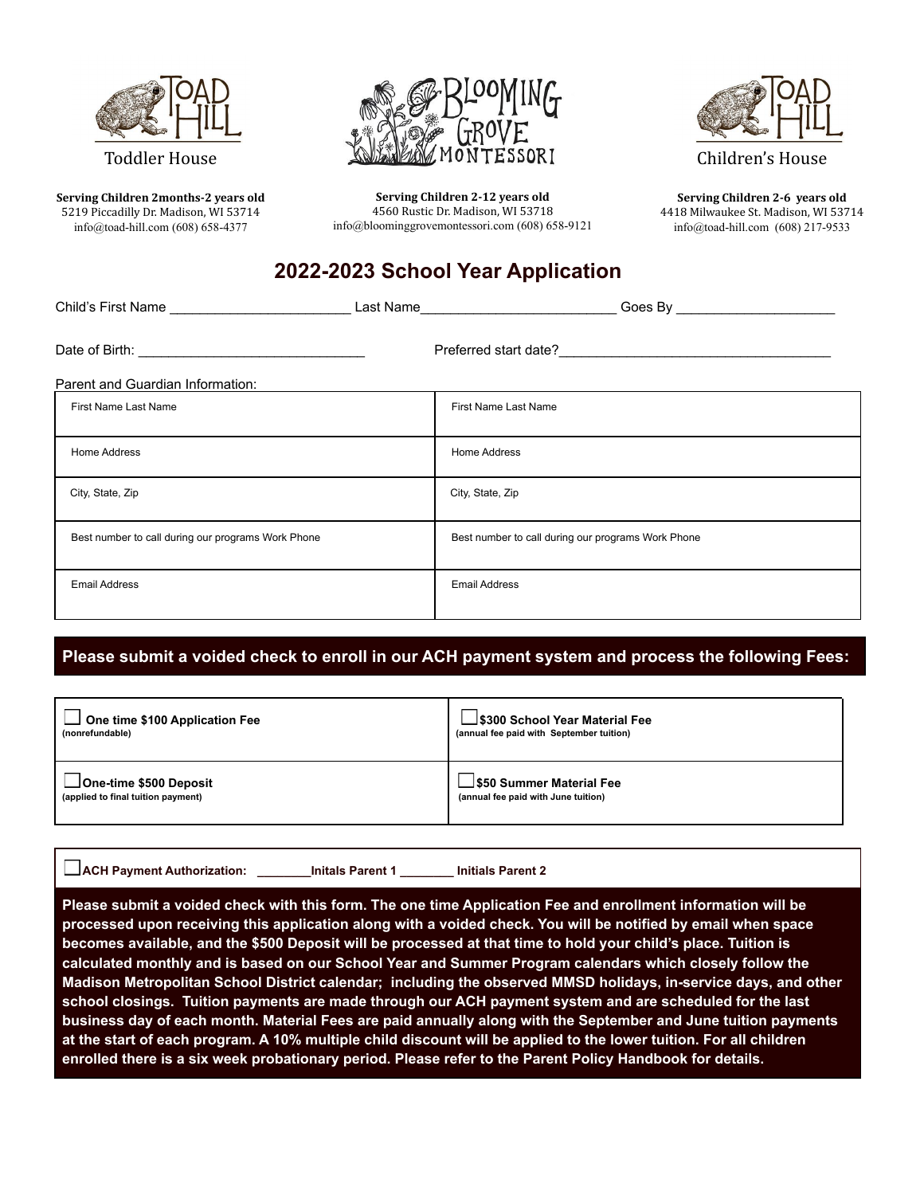Toad Hill Toddler House

**Serving Children 2months-2 years old**
5219 Piccadilly Dr. Madison, WI 53714
info@toad-hill.com (608) 658-4377

Blooming Grove Montessori

**Serving Children 2-12 years old**
4560 Rustic Dr. Madison, WI 53718
info@bloominggrovemontessori.com (608) 658-9121

Toad Hill Children's House

**Serving Children 2-6 years old**
4418 Milwaukee St. Madison, WI 53714
info@toad-hill.com (608) 217-9533

# 2022-2023 School Year Application

Child's First Name ________________________ Last Name__________________________ Goes By _____________________

Date of Birth: ______________________________ Preferred start date?____________________________________

Parent and Guardian Information:

| First Name Last Name | First Name Last Name |
|---|---|
| Home Address | Home Address |
| City, State, Zip | City, State, Zip |
| Best number to call during our programs Work Phone | Best number to call during our programs Work Phone |
| Email Address | Email Address |

## Please submit a voided check to enroll in our ACH payment system and process the following Fees:

| | |
|---|---|
| ☐ **One time $100 Application Fee** **(nonrefundable)** | ☐ **$300 School Year Material Fee** **(annual fee paid with September tuition)** |
| ☐ **One-time $500 Deposit** **(applied to final tuition payment)** | ☐ **$50 Summer Material Fee** **(annual fee paid with June tuition)** |

☐ **ACH Payment Authorization: ________Initals Parent 1 ________ Initials Parent 2**

**Please submit a voided check with this form. The one time Application Fee and enrollment information will be processed upon receiving this application along with a voided check. You will be notified by email when space becomes available, and the $500 Deposit will be processed at that time to hold your child's place. Tuition is calculated monthly and is based on our School Year and Summer Program calendars which closely follow the Madison Metropolitan School District calendar; including the observed MMSD holidays, in-service days, and other school closings. Tuition payments are made through our ACH payment system and are scheduled for the last business day of each month. Material Fees are paid annually along with the September and June tuition payments at the start of each program. A 10% multiple child discount will be applied to the lower tuition. For all children enrolled there is a six week probationary period. Please refer to the Parent Policy Handbook for details.**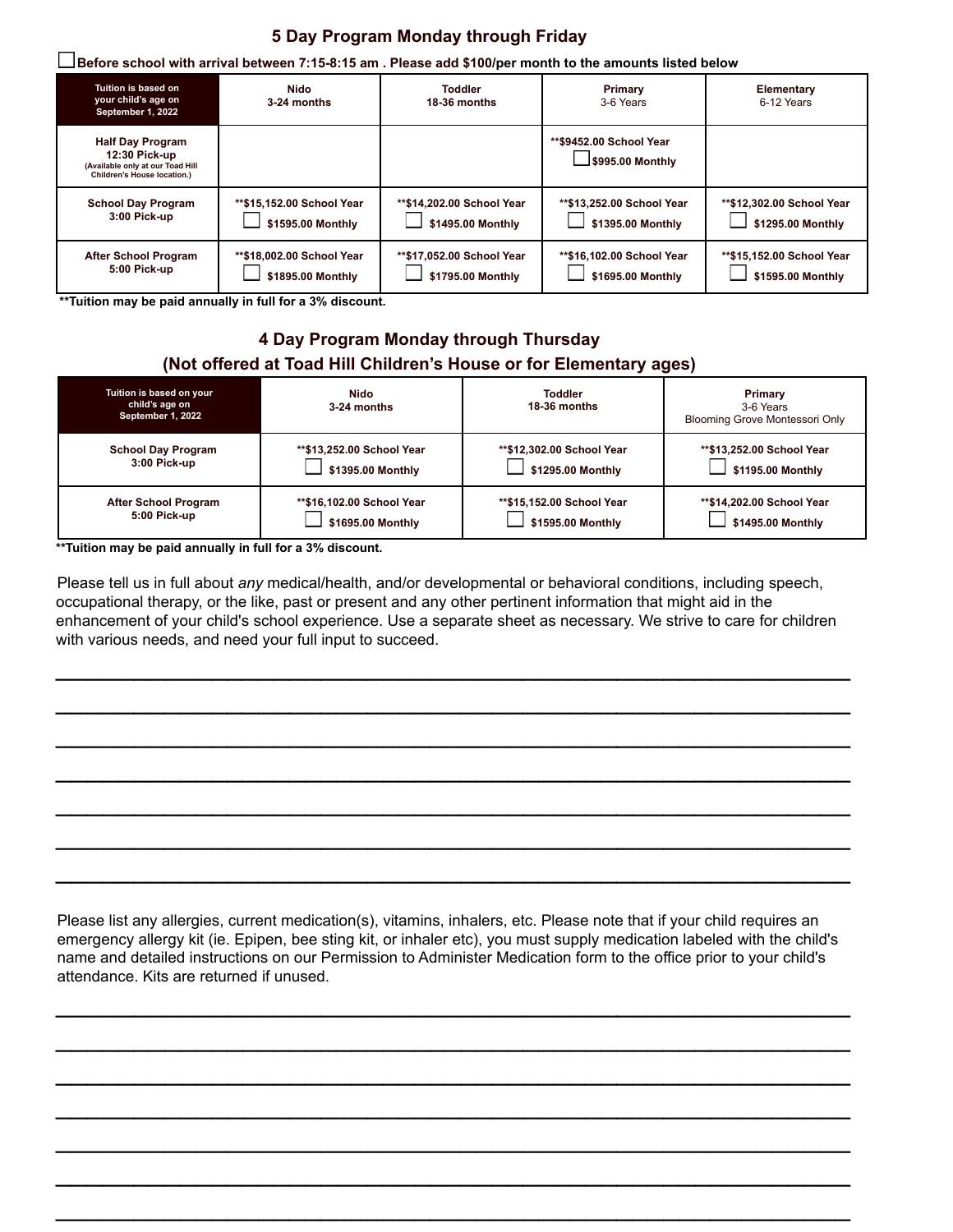## 5 Day Program Monday through Friday

☐ **Before school with arrival between 7:15-8:15 am . Please add $100/per month to the amounts listed below**

| Tuition is based on your child's age on September 1, 2022 | Nido 3-24 months | Toddler 18-36 months | Primary 3-6 Years | Elementary 6-12 Years |
|---|---|---|---|---|
| **Half Day Program 12:30 Pick-up** (Available only at our Toad Hill Children's House location.) | | | **$9452.00 School Year ☐ $995.00 Monthly | |
| **School Day Program 3:00 Pick-up** | **$15,152.00 School Year ☐ $1595.00 Monthly | **$14,202.00 School Year ☐ $1495.00 Monthly | **$13,252.00 School Year ☐ $1395.00 Monthly | **$12,302.00 School Year ☐ $1295.00 Monthly |
| **After School Program 5:00 Pick-up** | **$18,002.00 School Year ☐ $1895.00 Monthly | **$17,052.00 School Year ☐ $1795.00 Monthly | **$16,102.00 School Year ☐ $1695.00 Monthly | **$15,152.00 School Year ☐ $1595.00 Monthly |

****Tuition may be paid annually in full for a 3% discount.**

## 4 Day Program Monday through Thursday
## (Not offered at Toad Hill Children's House or for Elementary ages)

| Tuition is based on your child's age on September 1, 2022 | Nido 3-24 months | Toddler 18-36 months | Primary 3-6 Years Blooming Grove Montessori Only |
|---|---|---|---|
| **School Day Program 3:00 Pick-up** | **$13,252.00 School Year ☐ $1395.00 Monthly | **$12,302.00 School Year ☐ $1295.00 Monthly | **$13,252.00 School Year ☐ $1195.00 Monthly |
| **After School Program 5:00 Pick-up** | **$16,102.00 School Year ☐ $1695.00 Monthly | **$15,152.00 School Year ☐ $1595.00 Monthly | **$14,202.00 School Year ☐ $1495.00 Monthly |

****Tuition may be paid annually in full for a 3% discount.**

Please tell us in full about *any* medical/health, and/or developmental or behavioral conditions, including speech, occupational therapy, or the like, past or present and any other pertinent information that might aid in the enhancement of your child's school experience. Use a separate sheet as necessary. We strive to care for children with various needs, and need your full input to succeed.

_______________________________________________

_______________________________________________

_______________________________________________

_______________________________________________

_______________________________________________

_______________________________________________

_______________________________________________

Please list any allergies, current medication(s), vitamins, inhalers, etc. Please note that if your child requires an emergency allergy kit (ie. Epipen, bee sting kit, or inhaler etc), you must supply medication labeled with the child's name and detailed instructions on our Permission to Administer Medication form to the office prior to your child's attendance. Kits are returned if unused.

_______________________________________________

_______________________________________________

_______________________________________________

_______________________________________________

_______________________________________________

_______________________________________________

_______________________________________________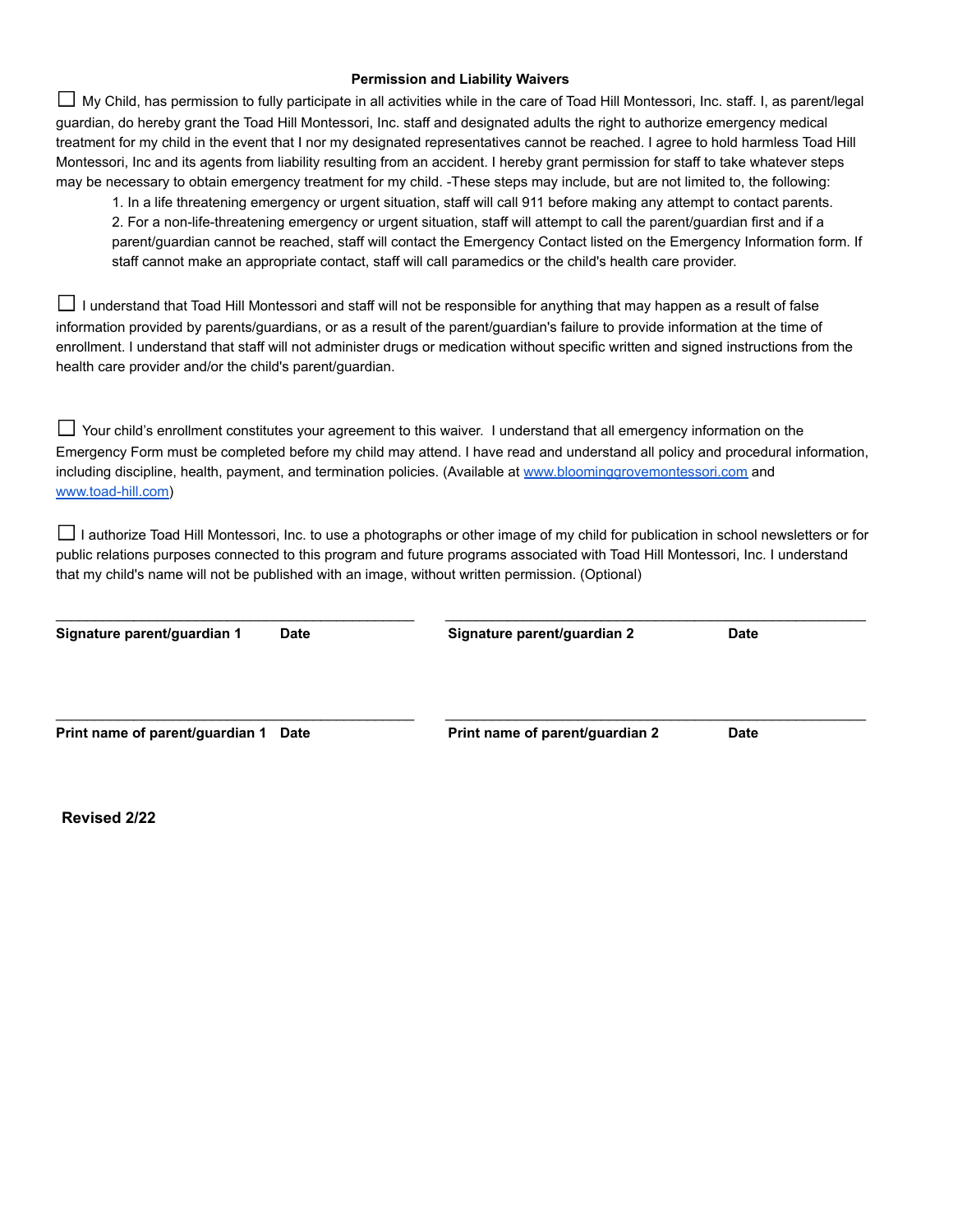**Permission and Liability Waivers**

☐ My Child, has permission to fully participate in all activities while in the care of Toad Hill Montessori, Inc. staff. I, as parent/legal guardian, do hereby grant the Toad Hill Montessori, Inc. staff and designated adults the right to authorize emergency medical treatment for my child in the event that I nor my designated representatives cannot be reached. I agree to hold harmless Toad Hill Montessori, Inc and its agents from liability resulting from an accident. I hereby grant permission for staff to take whatever steps may be necessary to obtain emergency treatment for my child. -These steps may include, but are not limited to, the following:

1. In a life threatening emergency or urgent situation, staff will call 911 before making any attempt to contact parents.
2. For a non-life-threatening emergency or urgent situation, staff will attempt to call the parent/guardian first and if a parent/guardian cannot be reached, staff will contact the Emergency Contact listed on the Emergency Information form. If staff cannot make an appropriate contact, staff will call paramedics or the child's health care provider.

☐ I understand that Toad Hill Montessori and staff will not be responsible for anything that may happen as a result of false information provided by parents/guardians, or as a result of the parent/guardian's failure to provide information at the time of enrollment. I understand that staff will not administer drugs or medication without specific written and signed instructions from the health care provider and/or the child's parent/guardian.

☐ Your child's enrollment constitutes your agreement to this waiver. I understand that all emergency information on the Emergency Form must be completed before my child may attend. I have read and understand all policy and procedural information, including discipline, health, payment, and termination policies. (Available at www.bloominggrovemontessori.com and www.toad-hill.com)

☐ I authorize Toad Hill Montessori, Inc. to use a photographs or other image of my child for publication in school newsletters or for public relations purposes connected to this program and future programs associated with Toad Hill Montessori, Inc. I understand that my child's name will not be published with an image, without written permission. (Optional)

\_\_\_\_\_\_\_\_\_\_\_\_\_\_\_\_\_\_\_\_\_\_\_\_\_\_\_\_\_\_\_\_\_\_\_\_\_\_\_\_\_\_\_\_\_\_\_\_\_\_\_\_

**Signature parent/guardian 1 Date**

\_\_\_\_\_\_\_\_\_\_\_\_\_\_\_\_\_\_\_\_\_\_\_\_\_\_\_\_\_\_\_\_\_\_\_\_\_\_\_\_\_\_\_\_\_\_\_\_\_\_\_\_

**Signature parent/guardian 2 Date**

\_\_\_\_\_\_\_\_\_\_\_\_\_\_\_\_\_\_\_\_\_\_\_\_\_\_\_\_\_\_\_\_\_\_\_\_\_\_\_\_\_\_\_\_\_\_\_\_\_\_\_\_

**Print name of parent/guardian 1 Date**

\_\_\_\_\_\_\_\_\_\_\_\_\_\_\_\_\_\_\_\_\_\_\_\_\_\_\_\_\_\_\_\_\_\_\_\_\_\_\_\_\_\_\_\_\_\_\_\_\_\_\_\_

**Print name of parent/guardian 2 Date**

**Revised 2/22**